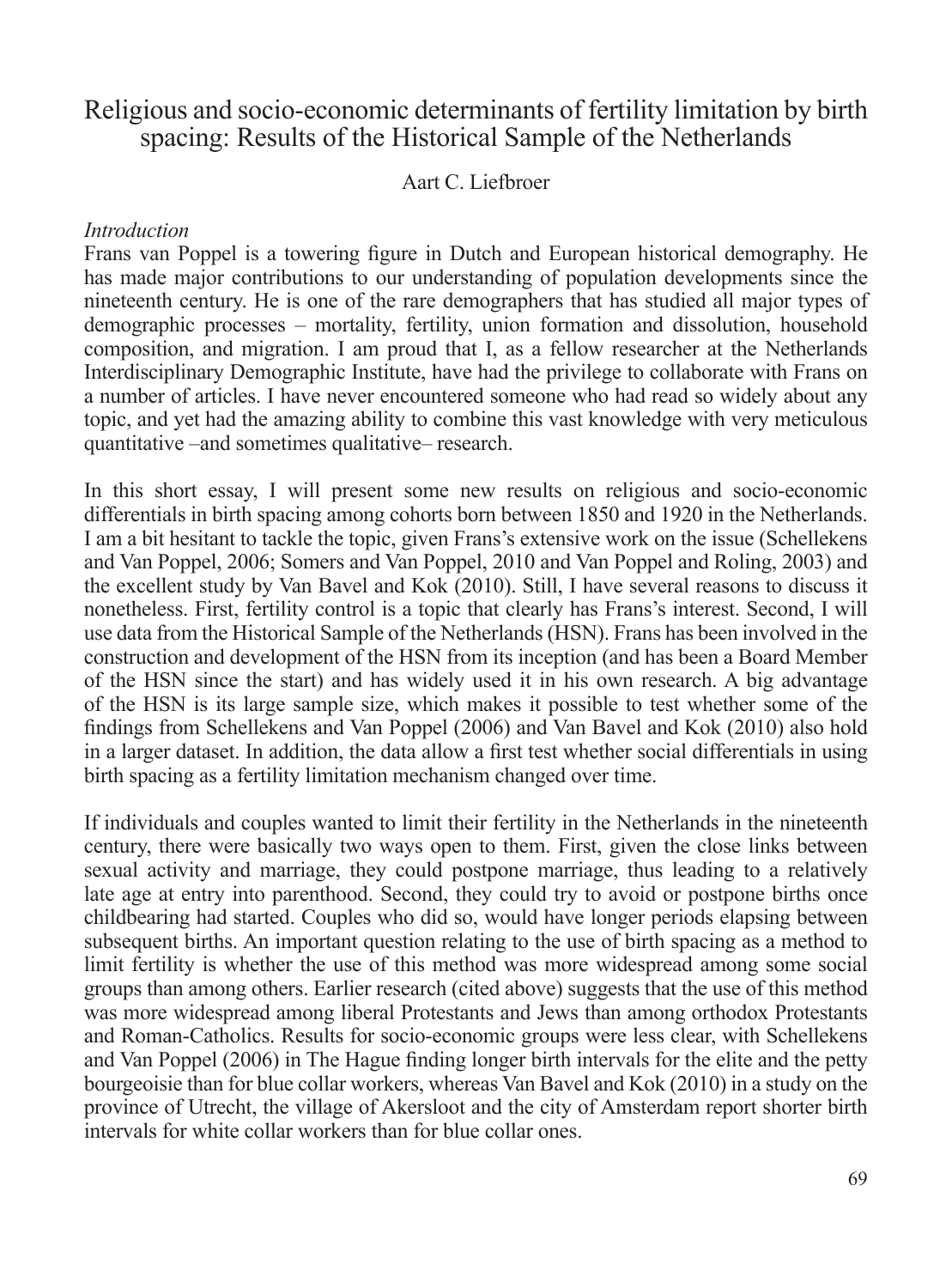# Religious and socio-economic determinants of fertility limitation by birth spacing: Results of the Historical Sample of the Netherlands

Aart C. Liefbroer

*Introduction*

Frans van Poppel is a towering figure in Dutch and European historical demography. He has made major contributions to our understanding of population developments since the nineteenth century. He is one of the rare demographers that has studied all major types of demographic processes – mortality, fertility, union formation and dissolution, household composition, and migration. I am proud that I, as a fellow researcher at the Netherlands Interdisciplinary Demographic Institute, have had the privilege to collaborate with Frans on a number of articles. I have never encountered someone who had read so widely about any topic, and yet had the amazing ability to combine this vast knowledge with very meticulous quantitative –and sometimes qualitative– research.

In this short essay, I will present some new results on religious and socio-economic differentials in birth spacing among cohorts born between 1850 and 1920 in the Netherlands. I am a bit hesitant to tackle the topic, given Frans's extensive work on the issue (Schellekens and Van Poppel, 2006; Somers and Van Poppel, 2010 and Van Poppel and Roling, 2003) and the excellent study by Van Bavel and Kok (2010). Still, I have several reasons to discuss it nonetheless. First, fertility control is a topic that clearly has Frans's interest. Second, I will use data from the Historical Sample of the Netherlands (HSN). Frans has been involved in the construction and development of the HSN from its inception (and has been a Board Member of the HSN since the start) and has widely used it in his own research. A big advantage of the HSN is its large sample size, which makes it possible to test whether some of the findings from Schellekens and Van Poppel (2006) and Van Bavel and Kok (2010) also hold in a larger dataset. In addition, the data allow a first test whether social differentials in using birth spacing as a fertility limitation mechanism changed over time.

If individuals and couples wanted to limit their fertility in the Netherlands in the nineteenth century, there were basically two ways open to them. First, given the close links between sexual activity and marriage, they could postpone marriage, thus leading to a relatively late age at entry into parenthood. Second, they could try to avoid or postpone births once childbearing had started. Couples who did so, would have longer periods elapsing between subsequent births. An important question relating to the use of birth spacing as a method to limit fertility is whether the use of this method was more widespread among some social groups than among others. Earlier research (cited above) suggests that the use of this method was more widespread among liberal Protestants and Jews than among orthodox Protestants and Roman-Catholics. Results for socio-economic groups were less clear, with Schellekens and Van Poppel (2006) in The Hague finding longer birth intervals for the elite and the petty bourgeoisie than for blue collar workers, whereas Van Bavel and Kok (2010) in a study on the province of Utrecht, the village of Akersloot and the city of Amsterdam report shorter birth intervals for white collar workers than for blue collar ones.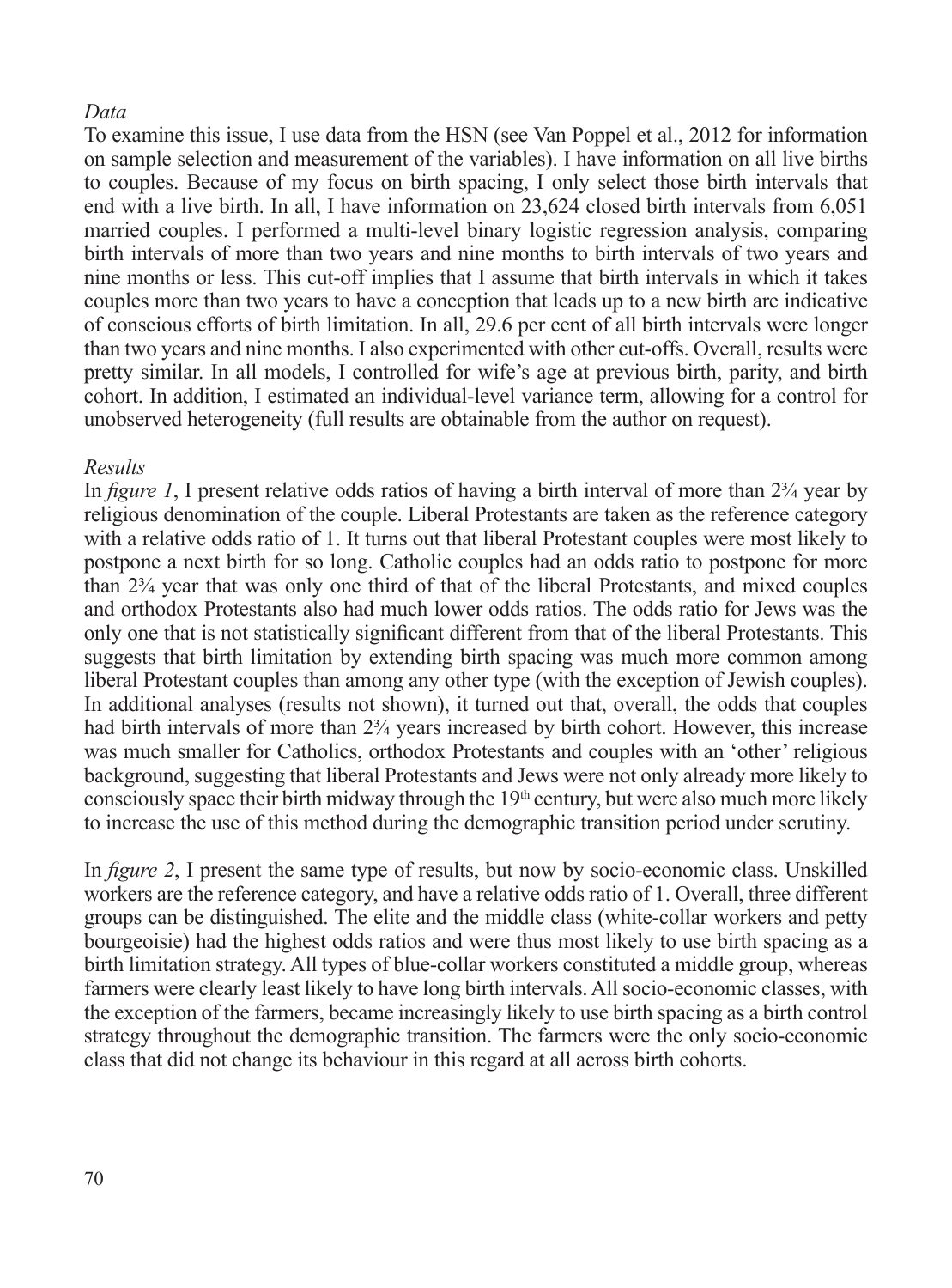*Data*

To examine this issue, I use data from the HSN (see Van Poppel et al., 2012 for information on sample selection and measurement of the variables). I have information on all live births to couples. Because of my focus on birth spacing, I only select those birth intervals that end with a live birth. In all, I have information on 23,624 closed birth intervals from 6,051 married couples. I performed a multi-level binary logistic regression analysis, comparing birth intervals of more than two years and nine months to birth intervals of two years and nine months or less. This cut-off implies that I assume that birth intervals in which it takes couples more than two years to have a conception that leads up to a new birth are indicative of conscious efforts of birth limitation. In all, 29.6 per cent of all birth intervals were longer than two years and nine months. I also experimented with other cut-offs. Overall, results were pretty similar. In all models, I controlled for wife's age at previous birth, parity, and birth cohort. In addition, I estimated an individual-level variance term, allowing for a control for unobserved heterogeneity (full results are obtainable from the author on request).

*Results*

In *figure 1*, I present relative odds ratios of having a birth interval of more than 2¾ year by religious denomination of the couple. Liberal Protestants are taken as the reference category with a relative odds ratio of 1. It turns out that liberal Protestant couples were most likely to postpone a next birth for so long. Catholic couples had an odds ratio to postpone for more than 2¾ year that was only one third of that of the liberal Protestants, and mixed couples and orthodox Protestants also had much lower odds ratios. The odds ratio for Jews was the only one that is not statistically significant different from that of the liberal Protestants. This suggests that birth limitation by extending birth spacing was much more common among liberal Protestant couples than among any other type (with the exception of Jewish couples). In additional analyses (results not shown), it turned out that, overall, the odds that couples had birth intervals of more than 2¾ years increased by birth cohort. However, this increase was much smaller for Catholics, orthodox Protestants and couples with an 'other' religious background, suggesting that liberal Protestants and Jews were not only already more likely to consciously space their birth midway through the 19th century, but were also much more likely to increase the use of this method during the demographic transition period under scrutiny.

In *figure 2*, I present the same type of results, but now by socio-economic class. Unskilled workers are the reference category, and have a relative odds ratio of 1. Overall, three different groups can be distinguished. The elite and the middle class (white-collar workers and petty bourgeoisie) had the highest odds ratios and were thus most likely to use birth spacing as a birth limitation strategy. All types of blue-collar workers constituted a middle group, whereas farmers were clearly least likely to have long birth intervals. All socio-economic classes, with the exception of the farmers, became increasingly likely to use birth spacing as a birth control strategy throughout the demographic transition. The farmers were the only socio-economic class that did not change its behaviour in this regard at all across birth cohorts.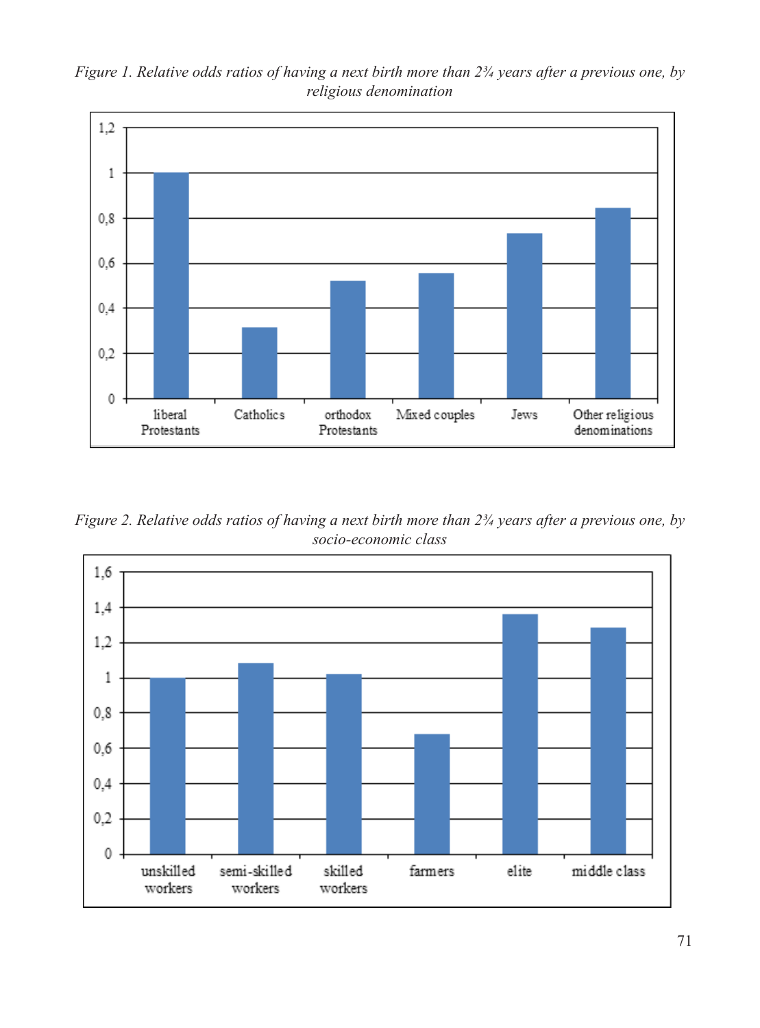*Figure 1. Relative odds ratios of having a next birth more than 2¾ years after a previous one, by religious denomination*

*Figure 2. Relative odds ratios of having a next birth more than 2¾ years after a previous one, by socio-economic class*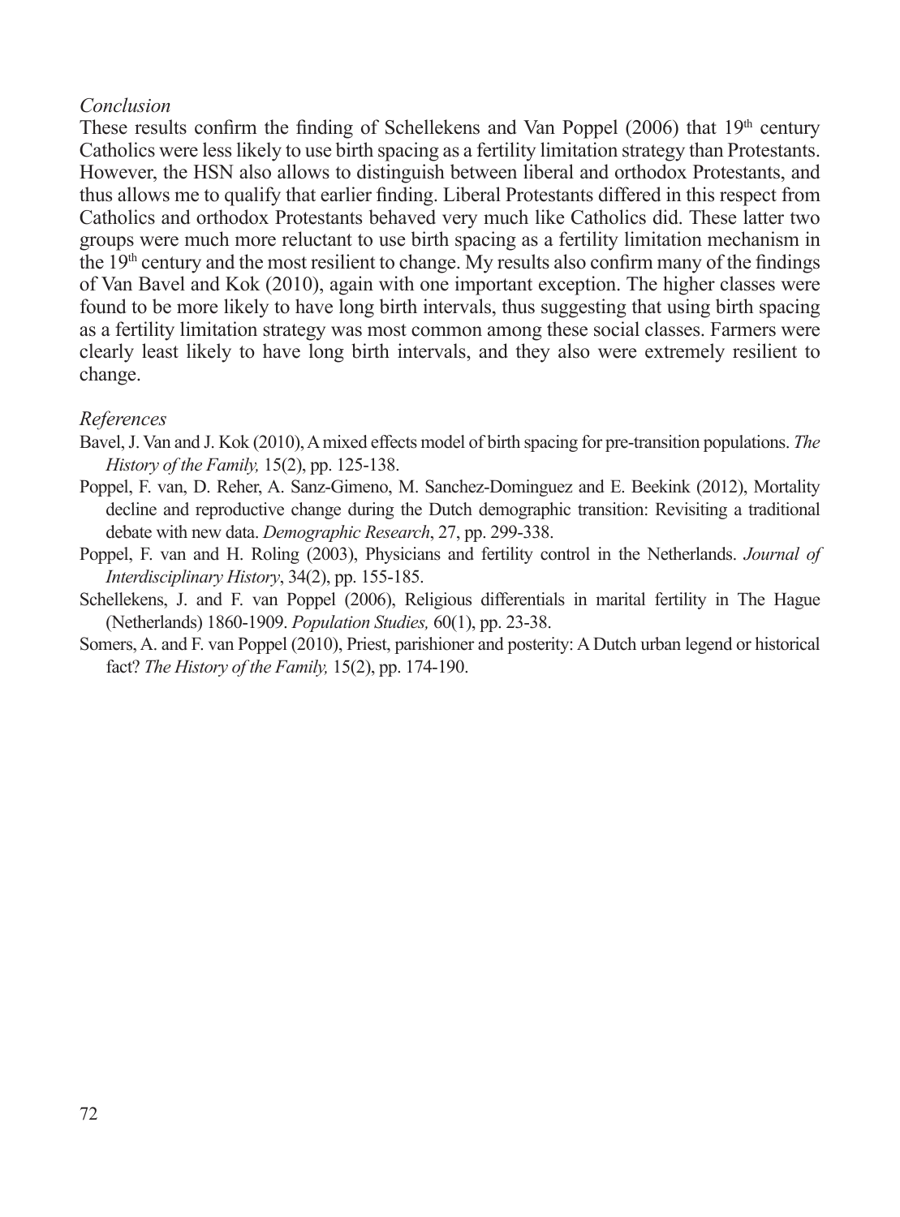### *Conclusion*

These results confirm the finding of Schellekens and Van Poppel (2006) that 19th century Catholics were less likely to use birth spacing as a fertility limitation strategy than Protestants. However, the HSN also allows to distinguish between liberal and orthodox Protestants, and thus allows me to qualify that earlier finding. Liberal Protestants differed in this respect from Catholics and orthodox Protestants behaved very much like Catholics did. These latter two groups were much more reluctant to use birth spacing as a fertility limitation mechanism in the 19th century and the most resilient to change. My results also confirm many of the findings of Van Bavel and Kok (2010), again with one important exception. The higher classes were found to be more likely to have long birth intervals, thus suggesting that using birth spacing as a fertility limitation strategy was most common among these social classes. Farmers were clearly least likely to have long birth intervals, and they also were extremely resilient to change.

### *References*

Bavel, J. Van and J. Kok (2010), A mixed effects model of birth spacing for pre-transition populations. *The History of the Family,* 15(2), pp. 125-138.

Poppel, F. van, D. Reher, A. Sanz-Gimeno, M. Sanchez-Dominguez and E. Beekink (2012), Mortality decline and reproductive change during the Dutch demographic transition: Revisiting a traditional debate with new data. *Demographic Research*, 27, pp. 299-338.

Poppel, F. van and H. Roling (2003), Physicians and fertility control in the Netherlands. *Journal of Interdisciplinary History*, 34(2), pp. 155-185.

Schellekens, J. and F. van Poppel (2006), Religious differentials in marital fertility in The Hague (Netherlands) 1860-1909. *Population Studies,* 60(1), pp. 23-38.

Somers, A. and F. van Poppel (2010), Priest, parishioner and posterity: A Dutch urban legend or historical fact? *The History of the Family,* 15(2), pp. 174-190.